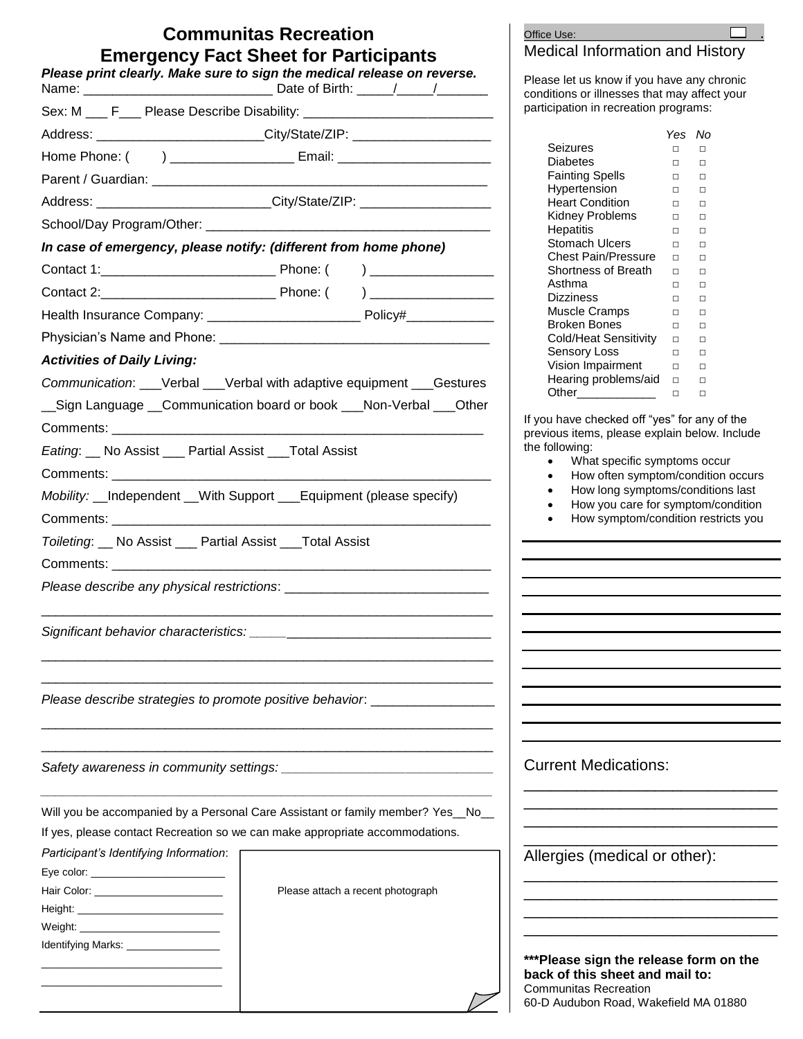# Communitas Recreation
# Emergency Fact Sheet for Participants

***Please print clearly. Make sure to sign the medical release on reverse.***

Name: _________________________ Date of Birth: _____/_____/_______

Sex: M ___ F___ Please Describe Disability: __________________________

Address: ______________________City/State/ZIP: ___________________

Home Phone: (        ) ________________ Email: _____________________

Parent / Guardian: ______________________________________________

Address: _______________________City/State/ZIP: _________________

School/Day Program/Other: ______________________________________

***In case of emergency, please notify: (different from home phone)***

Contact 1:_______________________ Phone: (        ) _________________

Contact 2:_______________________ Phone: (        ) _________________

Health Insurance Company: ____________________ Policy#____________

Physician's Name and Phone: ____________________________________

***Activities of Daily Living:***

*Communication*: ___Verbal ___Verbal with adaptive equipment ___Gestures __Sign Language __Communication board or book ___Non-Verbal ___Other

Comments: ___________________________________________________

*Eating*: __ No Assist ___ Partial Assist ___Total Assist

Comments: ____________________________________________________

*Mobility:* __Independent __With Support ___Equipment (please specify)

Comments: ____________________________________________________

*Toileting*: __ No Assist ___ Partial Assist ___Total Assist

Comments: ____________________________________________________

*Please describe any physical restrictions*: ___________________________

_____________________________________________________________

*Significant behavior characteristics:* ________________________________

_____________________________________________________________

_____________________________________________________________

*Please describe strategies to promote positive behavior*: ________________

_____________________________________________________________

_____________________________________________________________

*Safety awareness in community settings:* ____________________________

_____________________________________________________________

Will you be accompanied by a Personal Care Assistant or family member? Yes__No__

If yes, please contact Recreation so we can make appropriate accommodations.

*Participant's Identifying Information*:

Eye color: ______________________

Hair Color: _____________________

Height: ________________________

Weight: ________________________

Identifying Marks: ________________

______________________________

______________________________

Please attach a recent photograph

Office Use:

## Medical Information and History

Please let us know if you have any chronic conditions or illnesses that may affect your participation in recreation programs:

| | *Yes* | *No* |
|---|---|---|
| Seizures | □ | □ |
| Diabetes | □ | □ |
| Fainting Spells | □ | □ |
| Hypertension | □ | □ |
| Heart Condition | □ | □ |
| Kidney Problems | □ | □ |
| Hepatitis | □ | □ |
| Stomach Ulcers | □ | □ |
| Chest Pain/Pressure | □ | □ |
| Shortness of Breath | □ | □ |
| Asthma | □ | □ |
| Dizziness | □ | □ |
| Muscle Cramps | □ | □ |
| Broken Bones | □ | □ |
| Cold/Heat Sensitivity | □ | □ |
| Sensory Loss | □ | □ |
| Vision Impairment | □ | □ |
| Hearing problems/aid | □ | □ |
| Other___________ | □ | □ |

If you have checked off "yes" for any of the previous items, please explain below. Include the following:

- What specific symptoms occur
- How often symptom/condition occurs
- How long symptoms/conditions last
- How you care for symptom/condition
- How symptom/condition restricts you

______________________________

______________________________

______________________________

______________________________

______________________________

______________________________

______________________________

______________________________

______________________________

______________________________

______________________________

______________________________

## Current Medications:

______________________________

______________________________

______________________________

______________________________

## Allergies (medical or other):

______________________________

______________________________

______________________________

______________________________

**\*\*\*Please sign the release form on the back of this sheet and mail to:**
Communitas Recreation
60-D Audubon Road, Wakefield MA 01880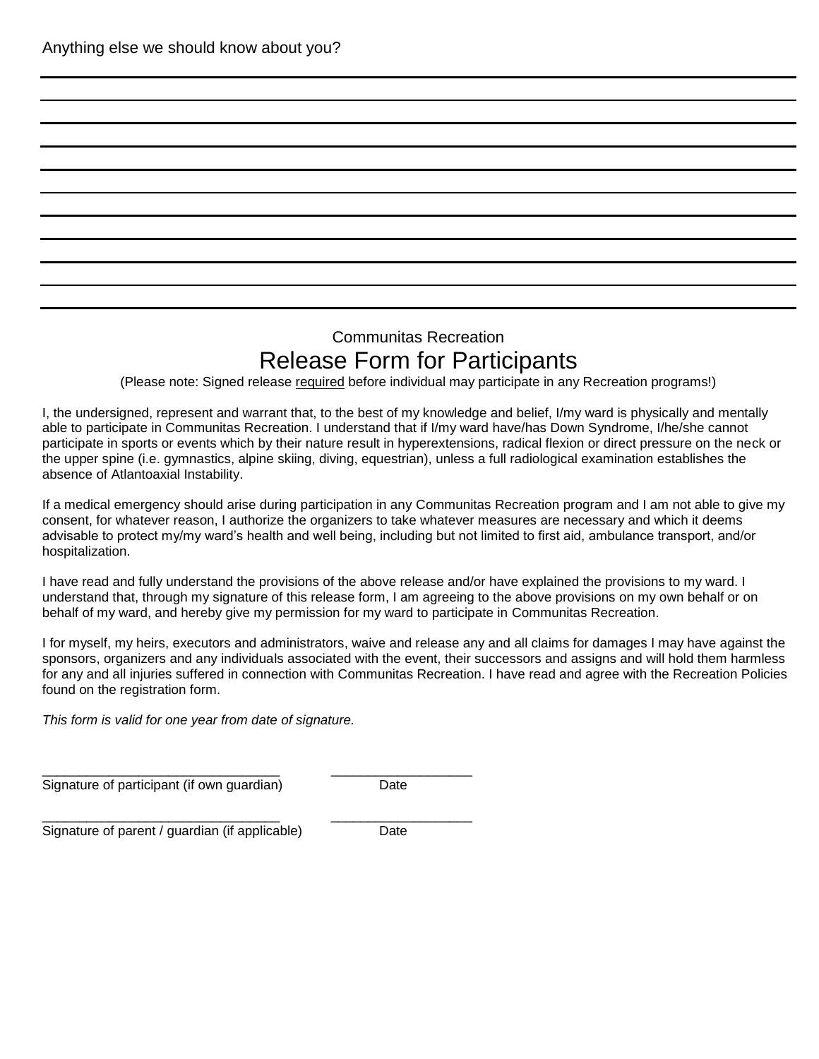Anything else we should know about you?

## Communitas Recreation

# Release Form for Participants

(Please note: Signed release <u>required</u> before individual may participate in any Recreation programs!)

I, the undersigned, represent and warrant that, to the best of my knowledge and belief, I/my ward is physically and mentally able to participate in Communitas Recreation. I understand that if I/my ward have/has Down Syndrome, I/he/she cannot participate in sports or events which by their nature result in hyperextensions, radical flexion or direct pressure on the neck or the upper spine (i.e. gymnastics, alpine skiing, diving, equestrian), unless a full radiological examination establishes the absence of Atlantoaxial Instability.

If a medical emergency should arise during participation in any Communitas Recreation program and I am not able to give my consent, for whatever reason, I authorize the organizers to take whatever measures are necessary and which it deems advisable to protect my/my ward's health and well being, including but not limited to first aid, ambulance transport, and/or hospitalization.

I have read and fully understand the provisions of the above release and/or have explained the provisions to my ward. I understand that, through my signature of this release form, I am agreeing to the above provisions on my own behalf or on behalf of my ward, and hereby give my permission for my ward to participate in Communitas Recreation.

I for myself, my heirs, executors and administrators, waive and release any and all claims for damages I may have against the sponsors, organizers and any individuals associated with the event, their successors and assigns and will hold them harmless for any and all injuries suffered in connection with Communitas Recreation. I have read and agree with the Recreation Policies found on the registration form.

*This form is valid for one year from date of signature.*

_________________________________ ___________________
Signature of participant (if own guardian) Date

_________________________________ ___________________
Signature of parent / guardian (if applicable) Date